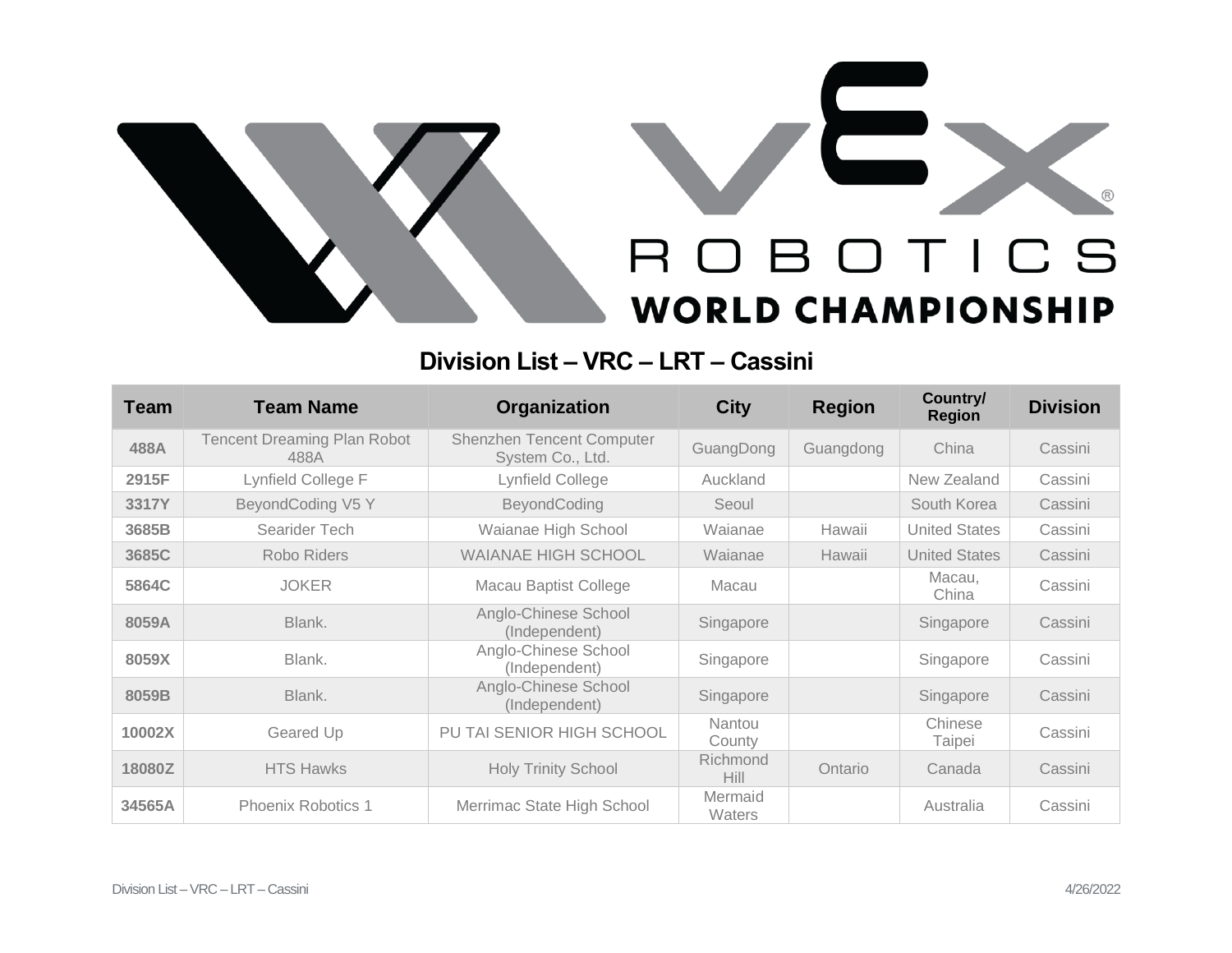# VEX Robotics World Championship

## Division List – VRC – LRT – Cassini

| Team | Team Name | Organization | City | Region | Country/ Region | Division |
|---|---|---|---|---|---|---|
| 488A | Tencent Dreaming Plan Robot 488A | Shenzhen Tencent Computer System Co., Ltd. | GuangDong | Guangdong | China | Cassini |
| 2915F | Lynfield College F | Lynfield College | Auckland | | New Zealand | Cassini |
| 3317Y | BeyondCoding V5 Y | BeyondCoding | Seoul | | South Korea | Cassini |
| 3685B | Searider Tech | Waianae High School | Waianae | Hawaii | United States | Cassini |
| 3685C | Robo Riders | WAIANAE HIGH SCHOOL | Waianae | Hawaii | United States | Cassini |
| 5864C | JOKER | Macau Baptist College | Macau | | Macau, China | Cassini |
| 8059A | Blank. | Anglo-Chinese School (Independent) | Singapore | | Singapore | Cassini |
| 8059X | Blank. | Anglo-Chinese School (Independent) | Singapore | | Singapore | Cassini |
| 8059B | Blank. | Anglo-Chinese School (Independent) | Singapore | | Singapore | Cassini |
| 10002X | Geared Up | PU TAI SENIOR HIGH SCHOOL | Nantou County | | Chinese Taipei | Cassini |
| 18080Z | HTS Hawks | Holy Trinity School | Richmond Hill | Ontario | Canada | Cassini |
| 34565A | Phoenix Robotics 1 | Merrimac State High School | Mermaid Waters | | Australia | Cassini |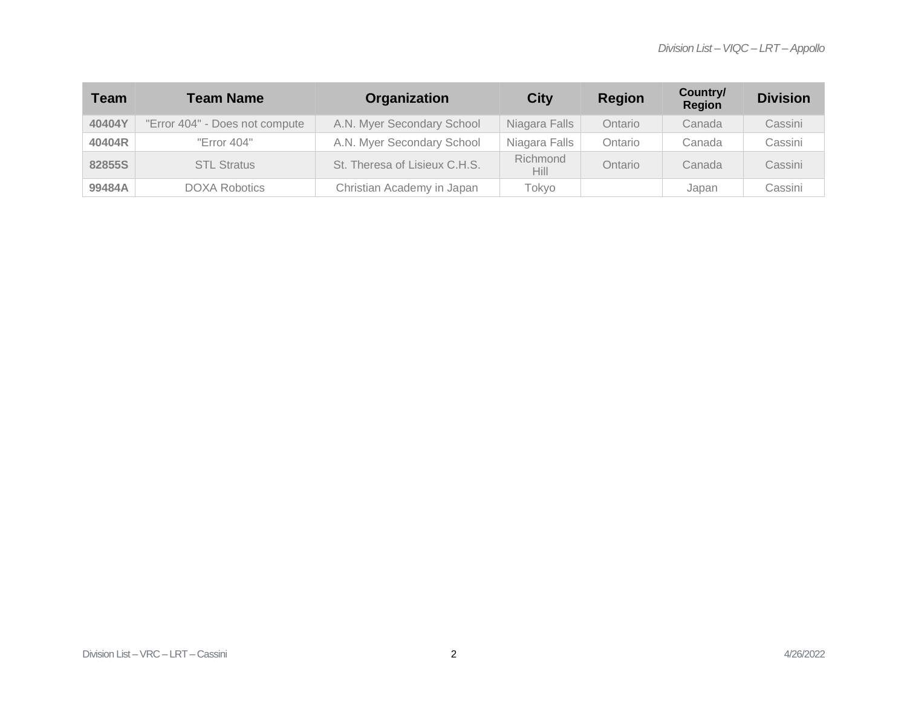| Team | Team Name | Organization | City | Region | Country/ Region | Division |
|---|---|---|---|---|---|---|
| **40404Y** | "Error 404" - Does not compute | A.N. Myer Secondary School | Niagara Falls | Ontario | Canada | Cassini |
| **40404R** | "Error 404" | A.N. Myer Secondary School | Niagara Falls | Ontario | Canada | Cassini |
| **82855S** | STL Stratus | St. Theresa of Lisieux C.H.S. | Richmond Hill | Ontario | Canada | Cassini |
| **99484A** | DOXA Robotics | Christian Academy in Japan | Tokyo | | Japan | Cassini |